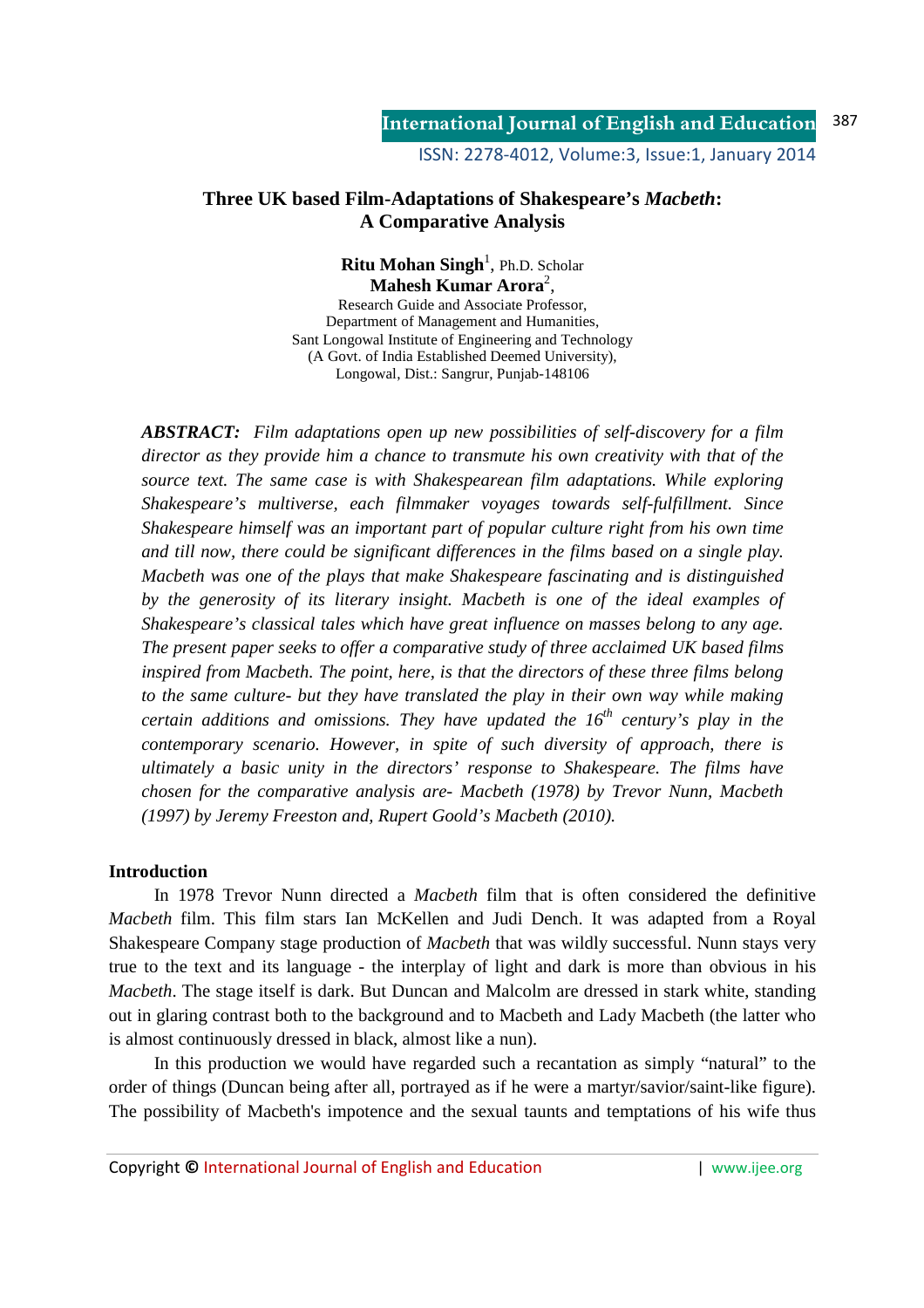# Three UK based Film-Adaptations of Shakespeare's *Macbeth*: A Comparative Analysis

**Ritu Mohan Singh**[1], Ph.D. Scholar
**Mahesh Kumar Arora**[2],
Research Guide and Associate Professor,
Department of Management and Humanities,
Sant Longowal Institute of Engineering and Technology
(A Govt. of India Established Deemed University),
Longowal, Dist.: Sangrur, Punjab-148106

***ABSTRACT:*** *Film adaptations open up new possibilities of self-discovery for a film director as they provide him a chance to transmute his own creativity with that of the source text. The same case is with Shakespearean film adaptations. While exploring Shakespeare's multiverse, each filmmaker voyages towards self-fulfillment. Since Shakespeare himself was an important part of popular culture right from his own time and till now, there could be significant differences in the films based on a single play. Macbeth was one of the plays that make Shakespeare fascinating and is distinguished by the generosity of its literary insight. Macbeth is one of the ideal examples of Shakespeare's classical tales which have great influence on masses belong to any age. The present paper seeks to offer a comparative study of three acclaimed UK based films inspired from Macbeth. The point, here, is that the directors of these three films belong to the same culture- but they have translated the play in their own way while making certain additions and omissions. They have updated the 16th century's play in the contemporary scenario. However, in spite of such diversity of approach, there is ultimately a basic unity in the directors' response to Shakespeare. The films have chosen for the comparative analysis are- Macbeth (1978) by Trevor Nunn, Macbeth (1997) by Jeremy Freeston and, Rupert Goold's Macbeth (2010).*

**Introduction**

In 1978 Trevor Nunn directed a *Macbeth* film that is often considered the definitive *Macbeth* film. This film stars Ian McKellen and Judi Dench. It was adapted from a Royal Shakespeare Company stage production of *Macbeth* that was wildly successful. Nunn stays very true to the text and its language - the interplay of light and dark is more than obvious in his *Macbeth*. The stage itself is dark. But Duncan and Malcolm are dressed in stark white, standing out in glaring contrast both to the background and to Macbeth and Lady Macbeth (the latter who is almost continuously dressed in black, almost like a nun).

In this production we would have regarded such a recantation as simply "natural" to the order of things (Duncan being after all, portrayed as if he were a martyr/savior/saint-like figure). The possibility of Macbeth's impotence and the sexual taunts and temptations of his wife thus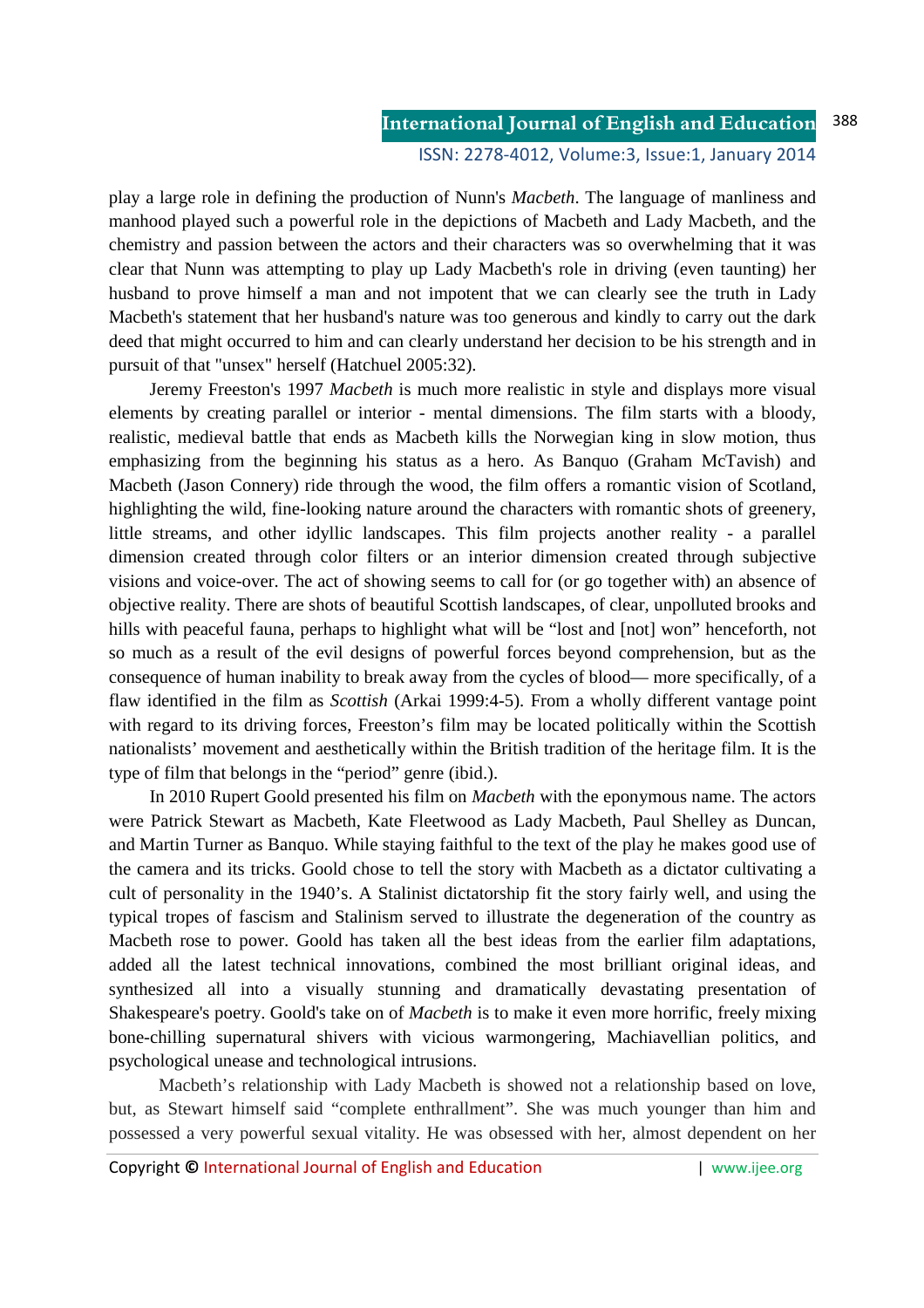play a large role in defining the production of Nunn's *Macbeth*. The language of manliness and manhood played such a powerful role in the depictions of Macbeth and Lady Macbeth, and the chemistry and passion between the actors and their characters was so overwhelming that it was clear that Nunn was attempting to play up Lady Macbeth's role in driving (even taunting) her husband to prove himself a man and not impotent that we can clearly see the truth in Lady Macbeth's statement that her husband's nature was too generous and kindly to carry out the dark deed that might occurred to him and can clearly understand her decision to be his strength and in pursuit of that "unsex" herself (Hatchuel 2005:32).

Jeremy Freeston's 1997 *Macbeth* is much more realistic in style and displays more visual elements by creating parallel or interior - mental dimensions. The film starts with a bloody, realistic, medieval battle that ends as Macbeth kills the Norwegian king in slow motion, thus emphasizing from the beginning his status as a hero. As Banquo (Graham McTavish) and Macbeth (Jason Connery) ride through the wood, the film offers a romantic vision of Scotland, highlighting the wild, fine-looking nature around the characters with romantic shots of greenery, little streams, and other idyllic landscapes. This film projects another reality - a parallel dimension created through color filters or an interior dimension created through subjective visions and voice-over. The act of showing seems to call for (or go together with) an absence of objective reality. There are shots of beautiful Scottish landscapes, of clear, unpolluted brooks and hills with peaceful fauna, perhaps to highlight what will be "lost and [not] won" henceforth, not so much as a result of the evil designs of powerful forces beyond comprehension, but as the consequence of human inability to break away from the cycles of blood— more specifically, of a flaw identified in the film as *Scottish* (Arkai 1999:4-5). From a wholly different vantage point with regard to its driving forces, Freeston's film may be located politically within the Scottish nationalists' movement and aesthetically within the British tradition of the heritage film. It is the type of film that belongs in the "period" genre (ibid.).

In 2010 Rupert Goold presented his film on *Macbeth* with the eponymous name. The actors were Patrick Stewart as Macbeth, Kate Fleetwood as Lady Macbeth, Paul Shelley as Duncan, and Martin Turner as Banquo. While staying faithful to the text of the play he makes good use of the camera and its tricks. Goold chose to tell the story with Macbeth as a dictator cultivating a cult of personality in the 1940's. A Stalinist dictatorship fit the story fairly well, and using the typical tropes of fascism and Stalinism served to illustrate the degeneration of the country as Macbeth rose to power. Goold has taken all the best ideas from the earlier film adaptations, added all the latest technical innovations, combined the most brilliant original ideas, and synthesized all into a visually stunning and dramatically devastating presentation of Shakespeare's poetry. Goold's take on of *Macbeth* is to make it even more horrific, freely mixing bone-chilling supernatural shivers with vicious warmongering, Machiavellian politics, and psychological unease and technological intrusions.

Macbeth's relationship with Lady Macbeth is showed not a relationship based on love, but, as Stewart himself said "complete enthrallment". She was much younger than him and possessed a very powerful sexual vitality. He was obsessed with her, almost dependent on her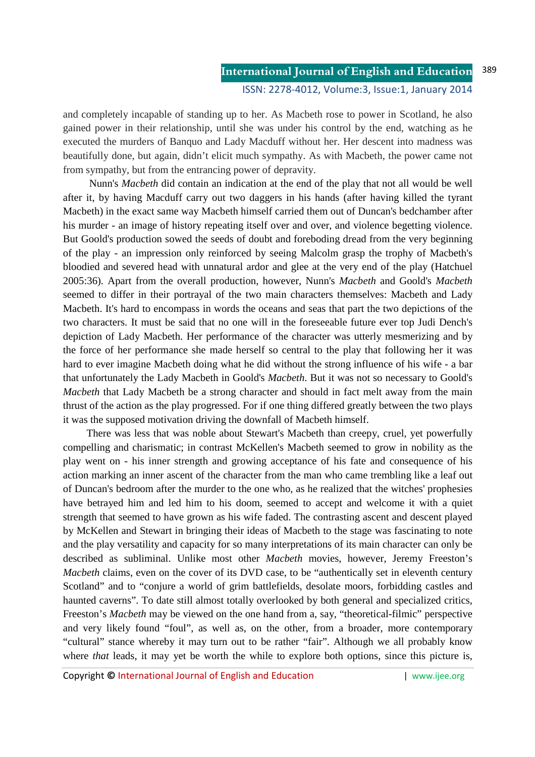and completely incapable of standing up to her. As Macbeth rose to power in Scotland, he also gained power in their relationship, until she was under his control by the end, watching as he executed the murders of Banquo and Lady Macduff without her. Her descent into madness was beautifully done, but again, didn't elicit much sympathy. As with Macbeth, the power came not from sympathy, but from the entrancing power of depravity.

Nunn's *Macbeth* did contain an indication at the end of the play that not all would be well after it, by having Macduff carry out two daggers in his hands (after having killed the tyrant Macbeth) in the exact same way Macbeth himself carried them out of Duncan's bedchamber after his murder - an image of history repeating itself over and over, and violence begetting violence. But Goold's production sowed the seeds of doubt and foreboding dread from the very beginning of the play - an impression only reinforced by seeing Malcolm grasp the trophy of Macbeth's bloodied and severed head with unnatural ardor and glee at the very end of the play (Hatchuel 2005:36). Apart from the overall production, however, Nunn's *Macbeth* and Goold's *Macbeth* seemed to differ in their portrayal of the two main characters themselves: Macbeth and Lady Macbeth. It's hard to encompass in words the oceans and seas that part the two depictions of the two characters. It must be said that no one will in the foreseeable future ever top Judi Dench's depiction of Lady Macbeth. Her performance of the character was utterly mesmerizing and by the force of her performance she made herself so central to the play that following her it was hard to ever imagine Macbeth doing what he did without the strong influence of his wife - a bar that unfortunately the Lady Macbeth in Goold's *Macbeth*. But it was not so necessary to Goold's *Macbeth* that Lady Macbeth be a strong character and should in fact melt away from the main thrust of the action as the play progressed. For if one thing differed greatly between the two plays it was the supposed motivation driving the downfall of Macbeth himself.

There was less that was noble about Stewart's Macbeth than creepy, cruel, yet powerfully compelling and charismatic; in contrast McKellen's Macbeth seemed to grow in nobility as the play went on - his inner strength and growing acceptance of his fate and consequence of his action marking an inner ascent of the character from the man who came trembling like a leaf out of Duncan's bedroom after the murder to the one who, as he realized that the witches' prophesies have betrayed him and led him to his doom, seemed to accept and welcome it with a quiet strength that seemed to have grown as his wife faded. The contrasting ascent and descent played by McKellen and Stewart in bringing their ideas of Macbeth to the stage was fascinating to note and the play versatility and capacity for so many interpretations of its main character can only be described as subliminal. Unlike most other *Macbeth* movies, however, Jeremy Freeston's *Macbeth* claims, even on the cover of its DVD case, to be "authentically set in eleventh century Scotland" and to "conjure a world of grim battlefields, desolate moors, forbidding castles and haunted caverns". To date still almost totally overlooked by both general and specialized critics, Freeston's *Macbeth* may be viewed on the one hand from a, say, "theoretical-filmic" perspective and very likely found "foul", as well as, on the other, from a broader, more contemporary "cultural" stance whereby it may turn out to be rather "fair". Although we all probably know where *that* leads, it may yet be worth the while to explore both options, since this picture is,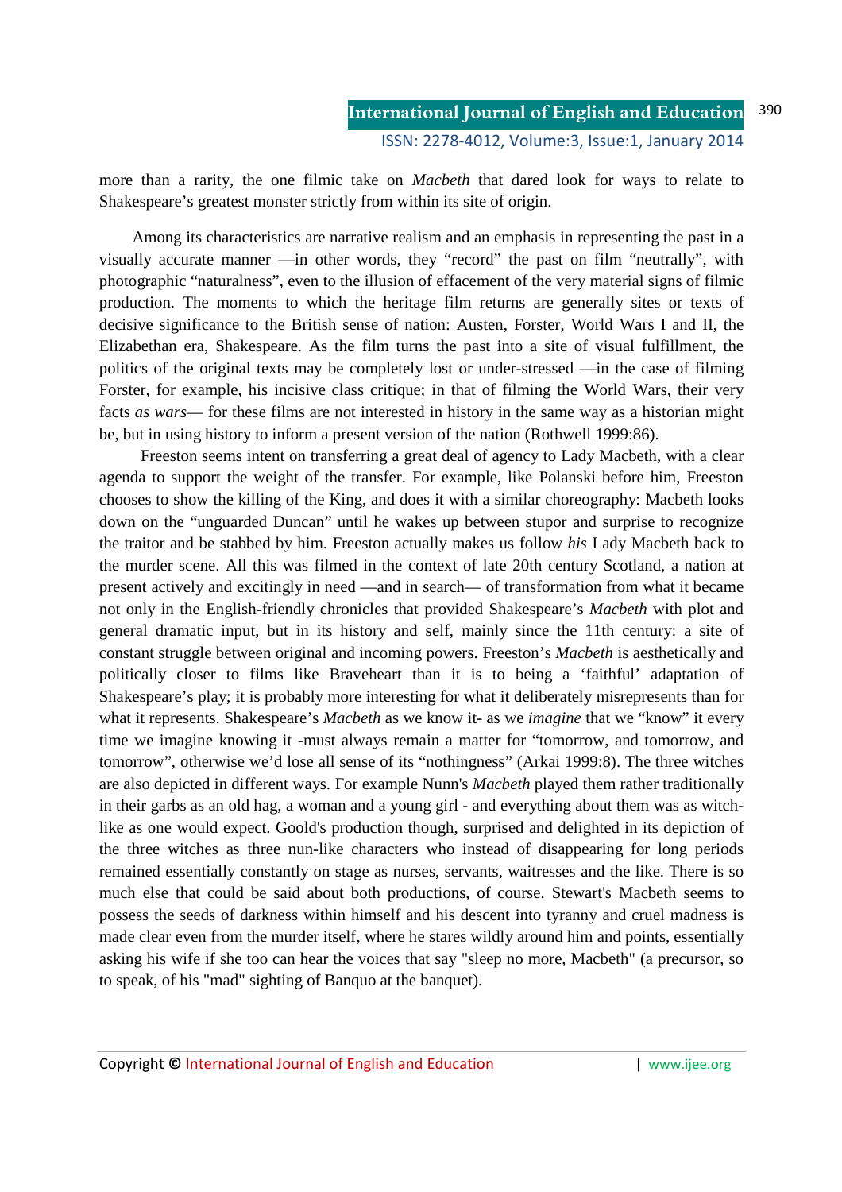more than a rarity, the one filmic take on *Macbeth* that dared look for ways to relate to Shakespeare's greatest monster strictly from within its site of origin.

Among its characteristics are narrative realism and an emphasis in representing the past in a visually accurate manner —in other words, they "record" the past on film "neutrally", with photographic "naturalness", even to the illusion of effacement of the very material signs of filmic production. The moments to which the heritage film returns are generally sites or texts of decisive significance to the British sense of nation: Austen, Forster, World Wars I and II, the Elizabethan era, Shakespeare. As the film turns the past into a site of visual fulfillment, the politics of the original texts may be completely lost or under-stressed —in the case of filming Forster, for example, his incisive class critique; in that of filming the World Wars, their very facts *as wars*— for these films are not interested in history in the same way as a historian might be, but in using history to inform a present version of the nation (Rothwell 1999:86).

Freeston seems intent on transferring a great deal of agency to Lady Macbeth, with a clear agenda to support the weight of the transfer. For example, like Polanski before him, Freeston chooses to show the killing of the King, and does it with a similar choreography: Macbeth looks down on the "unguarded Duncan" until he wakes up between stupor and surprise to recognize the traitor and be stabbed by him. Freeston actually makes us follow *his* Lady Macbeth back to the murder scene. All this was filmed in the context of late 20th century Scotland, a nation at present actively and excitingly in need —and in search— of transformation from what it became not only in the English-friendly chronicles that provided Shakespeare's *Macbeth* with plot and general dramatic input, but in its history and self, mainly since the 11th century: a site of constant struggle between original and incoming powers. Freeston's *Macbeth* is aesthetically and politically closer to films like Braveheart than it is to being a 'faithful' adaptation of Shakespeare's play; it is probably more interesting for what it deliberately misrepresents than for what it represents. Shakespeare's *Macbeth* as we know it- as we *imagine* that we "know" it every time we imagine knowing it -must always remain a matter for "tomorrow, and tomorrow, and tomorrow", otherwise we'd lose all sense of its "nothingness" (Arkai 1999:8). The three witches are also depicted in different ways. For example Nunn's *Macbeth* played them rather traditionally in their garbs as an old hag, a woman and a young girl - and everything about them was as witch-like as one would expect. Goold's production though, surprised and delighted in its depiction of the three witches as three nun-like characters who instead of disappearing for long periods remained essentially constantly on stage as nurses, servants, waitresses and the like. There is so much else that could be said about both productions, of course. Stewart's Macbeth seems to possess the seeds of darkness within himself and his descent into tyranny and cruel madness is made clear even from the murder itself, where he stares wildly around him and points, essentially asking his wife if she too can hear the voices that say "sleep no more, Macbeth" (a precursor, so to speak, of his "mad" sighting of Banquo at the banquet).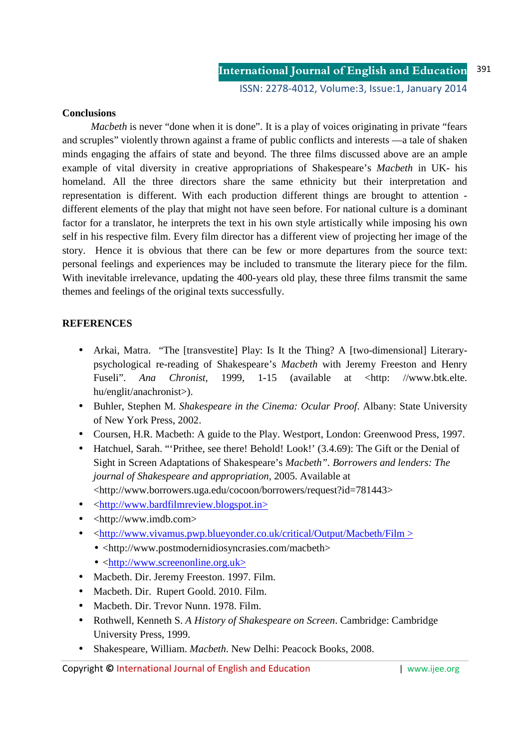## Conclusions

*Macbeth* is never "done when it is done". It is a play of voices originating in private "fears and scruples" violently thrown against a frame of public conflicts and interests —a tale of shaken minds engaging the affairs of state and beyond. The three films discussed above are an ample example of vital diversity in creative appropriations of Shakespeare's *Macbeth* in UK- his homeland. All the three directors share the same ethnicity but their interpretation and representation is different. With each production different things are brought to attention - different elements of the play that might not have seen before. For national culture is a dominant factor for a translator, he interprets the text in his own style artistically while imposing his own self in his respective film. Every film director has a different view of projecting her image of the story. Hence it is obvious that there can be few or more departures from the source text: personal feelings and experiences may be included to transmute the literary piece for the film. With inevitable irrelevance, updating the 400-years old play, these three films transmit the same themes and feelings of the original texts successfully.

## REFERENCES

- Arkai, Matra. "The [transvestite] Play: Is It the Thing? A [two-dimensional] Literary-psychological re-reading of Shakespeare's *Macbeth* with Jeremy Freeston and Henry Fuseli". *Ana Chronist,* 1999, 1-15 (available at <http: //www.btk.elte.hu/englit/anachronist>).
- Buhler, Stephen M. *Shakespeare in the Cinema: Ocular Proof.* Albany: State University of New York Press, 2002.
- Coursen, H.R. Macbeth: A guide to the Play. Westport, London: Greenwood Press, 1997.
- Hatchuel, Sarah. "'Prithee, see there! Behold! Look!' (3.4.69): The Gift or the Denial of Sight in Screen Adaptations of Shakespeare's *Macbeth". Borrowers and lenders: The journal of Shakespeare and appropriation*, 2005. Available at <http://www.borrowers.uga.edu/cocoon/borrowers/request?id=781443>
- <http://www.bardfilmreview.blogspot.in>
- <http://www.imdb.com>
- <http://www.vivamus.pwp.blueyonder.co.uk/critical/Output/Macbeth/Film >
  - <http://www.postmodernidiosyncrasies.com/macbeth>
  - <http://www.screenonline.org.uk>
- Macbeth. Dir. Jeremy Freeston. 1997. Film.
- Macbeth. Dir. Rupert Goold. 2010. Film.
- Macbeth. Dir. Trevor Nunn. 1978. Film.
- Rothwell, Kenneth S. *A History of Shakespeare on Screen*. Cambridge: Cambridge University Press, 1999.
- Shakespeare, William. *Macbeth.* New Delhi: Peacock Books, 2008.